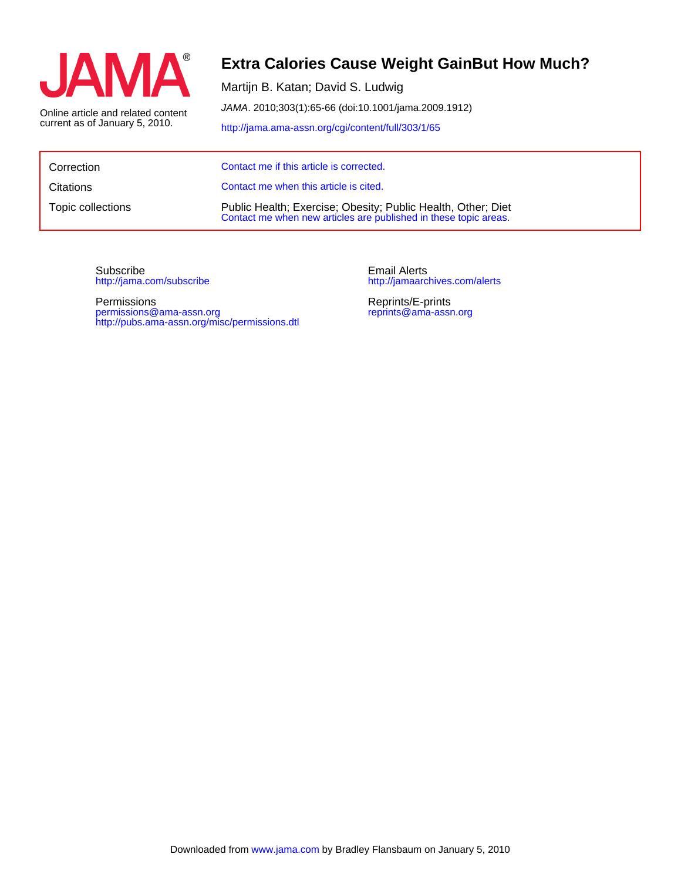# Extra Calories Cause Weight GainBut How Much?

Martijn B. Katan; David S. Ludwig

*JAMA*. 2010;303(1):65-66 (doi:10.1001/jama.2009.1912)

http://jama.ama-assn.org/cgi/content/full/303/1/65

Online article and related content current as of January 5, 2010.

| | |
|---|---|
| Correction | Contact me if this article is corrected. |
| Citations | Contact me when this article is cited. |
| Topic collections | Public Health; Exercise; Obesity; Public Health, Other; Diet<br>Contact me when new articles are published in these topic areas. |

Subscribe
http://jama.com/subscribe

Permissions
permissions@ama-assn.org
http://pubs.ama-assn.org/misc/permissions.dtl

Email Alerts
http://jamaarchives.com/alerts

Reprints/E-prints
reprints@ama-assn.org

Downloaded from www.jama.com by Bradley Flansbaum on January 5, 2010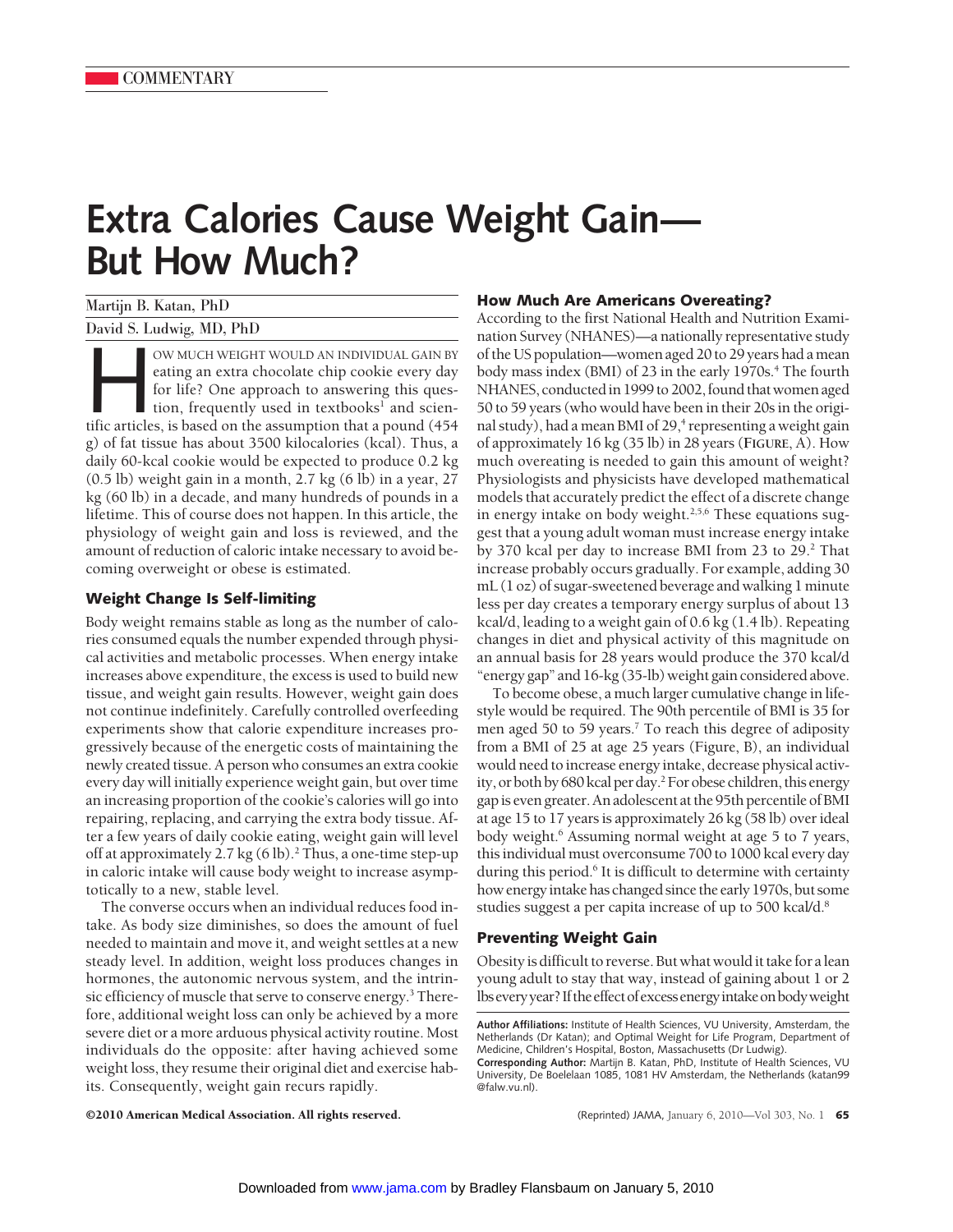# Extra Calories Cause Weight Gain—But How Much?

Martijn B. Katan, PhD

David S. Ludwig, MD, PhD

How much weight would an individual gain by eating an extra chocolate chip cookie every day for life? One approach to answering this question, frequently used in textbooks[1] and scientific articles, is based on the assumption that a pound (454 g) of fat tissue has about 3500 kilocalories (kcal). Thus, a daily 60-kcal cookie would be expected to produce 0.2 kg (0.5 lb) weight gain in a month, 2.7 kg (6 lb) in a year, 27 kg (60 lb) in a decade, and many hundreds of pounds in a lifetime. This of course does not happen. In this article, the physiology of weight gain and loss is reviewed, and the amount of reduction of caloric intake necessary to avoid becoming overweight or obese is estimated.

## Weight Change Is Self-limiting

Body weight remains stable as long as the number of calories consumed equals the number expended through physical activities and metabolic processes. When energy intake increases above expenditure, the excess is used to build new tissue, and weight gain results. However, weight gain does not continue indefinitely. Carefully controlled overfeeding experiments show that calorie expenditure increases progressively because of the energetic costs of maintaining the newly created tissue. A person who consumes an extra cookie every day will initially experience weight gain, but over time an increasing proportion of the cookie's calories will go into repairing, replacing, and carrying the extra body tissue. After a few years of daily cookie eating, weight gain will level off at approximately 2.7 kg (6 lb).[2] Thus, a one-time step-up in caloric intake will cause body weight to increase asymptotically to a new, stable level.

The converse occurs when an individual reduces food intake. As body size diminishes, so does the amount of fuel needed to maintain and move it, and weight settles at a new steady level. In addition, weight loss produces changes in hormones, the autonomic nervous system, and the intrinsic efficiency of muscle that serve to conserve energy.[3] Therefore, additional weight loss can only be achieved by a more severe diet or a more arduous physical activity routine. Most individuals do the opposite: after having achieved some weight loss, they resume their original diet and exercise habits. Consequently, weight gain recurs rapidly.

## How Much Are Americans Overeating?

According to the first National Health and Nutrition Examination Survey (NHANES)—a nationally representative study of the US population—women aged 20 to 29 years had a mean body mass index (BMI) of 23 in the early 1970s.[4] The fourth NHANES, conducted in 1999 to 2002, found that women aged 50 to 59 years (who would have been in their 20s in the original study), had a mean BMI of 29,[4] representing a weight gain of approximately 16 kg (35 lb) in 28 years (Figure, A). How much overeating is needed to gain this amount of weight? Physiologists and physicists have developed mathematical models that accurately predict the effect of a discrete change in energy intake on body weight.[2,5,6] These equations suggest that a young adult woman must increase energy intake by 370 kcal per day to increase BMI from 23 to 29.[2] That increase probably occurs gradually. For example, adding 30 mL (1 oz) of sugar-sweetened beverage and walking 1 minute less per day creates a temporary energy surplus of about 13 kcal/d, leading to a weight gain of 0.6 kg (1.4 lb). Repeating changes in diet and physical activity of this magnitude on an annual basis for 28 years would produce the 370 kcal/d "energy gap" and 16-kg (35-lb) weight gain considered above.

To become obese, a much larger cumulative change in lifestyle would be required. The 90th percentile of BMI is 35 for men aged 50 to 59 years.[7] To reach this degree of adiposity from a BMI of 25 at age 25 years (Figure, B), an individual would need to increase energy intake, decrease physical activity, or both by 680 kcal per day.[2] For obese children, this energy gap is even greater. An adolescent at the 95th percentile of BMI at age 15 to 17 years is approximately 26 kg (58 lb) over ideal body weight.[6] Assuming normal weight at age 5 to 7 years, this individual must overconsume 700 to 1000 kcal every day during this period.[6] It is difficult to determine with certainty how energy intake has changed since the early 1970s, but some studies suggest a per capita increase of up to 500 kcal/d.[8]

## Preventing Weight Gain

Obesity is difficult to reverse. But what would it take for a lean young adult to stay that way, instead of gaining about 1 or 2 lbs every year? If the effect of excess energy intake on body weight

**Author Affiliations:** Institute of Health Sciences, VU University, Amsterdam, the Netherlands (Dr Katan); and Optimal Weight for Life Program, Department of Medicine, Children's Hospital, Boston, Massachusetts (Dr Ludwig).

**Corresponding Author:** Martijn B. Katan, PhD, Institute of Health Sciences, VU University, De Boelelaan 1085, 1081 HV Amsterdam, the Netherlands (katan99@falw.vu.nl).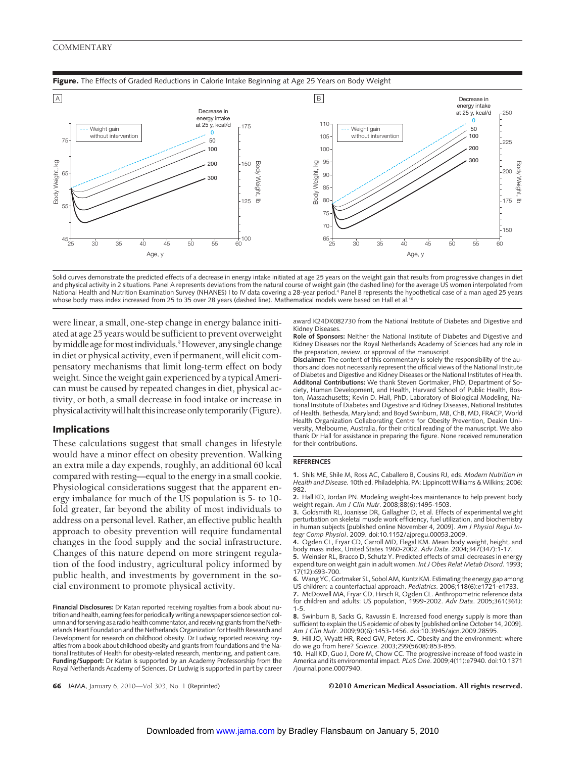**Figure.** The Effects of Graded Reductions in Calorie Intake Beginning at Age 25 Years on Body Weight

A

Decrease in energy intake at 25 y, kcal/d

--- Weight gain without intervention

0
50
100
200
300

Body Weight, kg

75
65
55
45

Body Weight, lb

175
150
125
100

Age, y

25 30 35 40 45 50 55 60

B

Decrease in energy intake at 25 y, kcal/d

--- Weight gain without intervention

0
50
100
200
300

Body Weight, kg

110
105
100
95
90
85
80
75
70
65

Body Weight, lb

250
225
200
175
150

Age, y

25 30 35 40 45 50 55 60

Solid curves demonstrate the predicted effects of a decrease in energy intake initiated at age 25 years on the weight gain that results from progressive changes in diet and physical activity in 2 situations. Panel A represents deviations from the natural course of weight gain (the dashed line) for the average US women interpolated from National Health and Nutrition Examination Survey (NHANES) I to IV data covering a 28-year period.[4] Panel B represents the hypothetical case of a man aged 25 years whose body mass index increased from 25 to 35 over 28 years (dashed line). Mathematical models were based on Hall et al.[10]

were linear, a small, one-step change in energy balance initiated at age 25 years would be sufficient to prevent overweight by middle age for most individuals.[9] However, any single change in diet or physical activity, even if permanent, will elicit compensatory mechanisms that limit long-term effect on body weight. Since the weight gain experienced by a typical American must be caused by repeated changes in diet, physical activity, or both, a small decrease in food intake or increase in physical activity will halt this increase only temporarily (Figure).

## Implications

These calculations suggest that small changes in lifestyle would have a minor effect on obesity prevention. Walking an extra mile a day expends, roughly, an additional 60 kcal compared with resting—equal to the energy in a small cookie. Physiological considerations suggest that the apparent energy imbalance for much of the US population is 5- to 10-fold greater, far beyond the ability of most individuals to address on a personal level. Rather, an effective public health approach to obesity prevention will require fundamental changes in the food supply and the social infrastructure. Changes of this nature depend on more stringent regulation of the food industry, agricultural policy informed by public health, and investments by government in the social environment to promote physical activity.

**Financial Disclosures:** Dr Katan reported receiving royalties from a book about nutrition and health, earning fees for periodically writing a newspaper science section column and for serving as a radio health commentator, and receiving grants from the Netherlands Heart Foundation and the Netherlands Organization for Health Research and Development for research on childhood obesity. Dr Ludwig reported receiving royalties from a book about childhood obesity and grants from foundations and the National Institutes of Health for obesity-related research, mentoring, and patient care.

**Funding/Support:** Dr Katan is supported by an Academy Professorship from the Royal Netherlands Academy of Sciences. Dr Ludwig is supported in part by career award K24DK082730 from the National Institute of Diabetes and Digestive and Kidney Diseases.

**Role of Sponsors:** Neither the National Institute of Diabetes and Digestive and Kidney Diseases nor the Royal Netherlands Academy of Sciences had any role in the preparation, review, or approval of the manuscript.

**Disclaimer:** The content of this commentary is solely the responsibility of the authors and does not necessarily represent the official views of the National Institute of Diabetes and Digestive and Kidney Diseases or the National Institutes of Health.

**Additonal Contributions:** We thank Steven Gortmaker, PhD, Department of Society, Human Development, and Health, Harvard School of Public Health, Boston, Massachusetts; Kevin D. Hall, PhD, Laboratory of Biological Modeling, National Institute of Diabetes and Digestive and Kidney Diseases, National Institutes of Health, Bethesda, Maryland; and Boyd Swinburn, MB, ChB, MD, FRACP, World Health Organization Collaborating Centre for Obesity Prevention, Deakin University, Melbourne, Australia, for their critical reading of the manuscript. We also thank Dr Hall for assistance in preparing the figure. None received remuneration for their contributions.

## REFERENCES

1. Shils ME, Shile M, Ross AC, Caballero B, Cousins RJ, eds. *Modern Nutrition in Health and Disease.* 10th ed. Philadelphia, PA: Lippincott Williams & Wilkins; 2006: 982.
2. Hall KD, Jordan PN. Modeling weight-loss maintenance to help prevent body weight regain. *Am J Clin Nutr*. 2008;88(6):1495-1503.
3. Goldsmith RL, Joanisse DR, Gallagher D, et al. Effects of experimental weight perturbation on skeletal muscle work efficiency, fuel utilization, and biochemistry in human subjects [published online November 4, 2009]. *Am J Physiol Regul Integr Comp Physiol*. 2009. doi:10.1152/ajpregu.00053.2009.
4. Ogden CL, Fryar CD, Carroll MD, Flegal KM. Mean body weight, height, and body mass index, United States 1960-2002. *Adv Data*. 2004;347(347):1-17.
5. Weinsier RL, Bracco D, Schutz Y. Predicted effects of small decreases in energy expenditure on weight gain in adult women. *Int J Obes Relat Metab Disord*. 1993; 17(12):693-700.
6. Wang YC, Gortmaker SL, Sobol AM, Kuntz KM. Estimating the energy gap among US children: a counterfactual approach. *Pediatrics*. 2006;118(6):e1721-e1733.
7. McDowell MA, Fryar CD, Hirsch R, Ogden CL. Anthropometric reference data for children and adults: US population, 1999-2002. *Adv Data*. 2005;361(361): 1-5.
8. Swinburn B, Sacks G, Ravussin E. Increased food energy supply is more than sufficient to explain the US epidemic of obesity [published online October 14, 2009]. *Am J Clin Nutr*. 2009;90(6):1453-1456. doi:10.3945/ajcn.2009.28595.
9. Hill JO, Wyatt HR, Reed GW, Peters JC. Obesity and the environment: where do we go from here? *Science*. 2003;299(5608):853-855.
10. Hall KD, Guo J, Dore M, Chow CC. The progressive increase of food waste in America and its environmental impact. *PLoS One*. 2009;4(11):e7940. doi:10.1371/journal.pone.0007940.